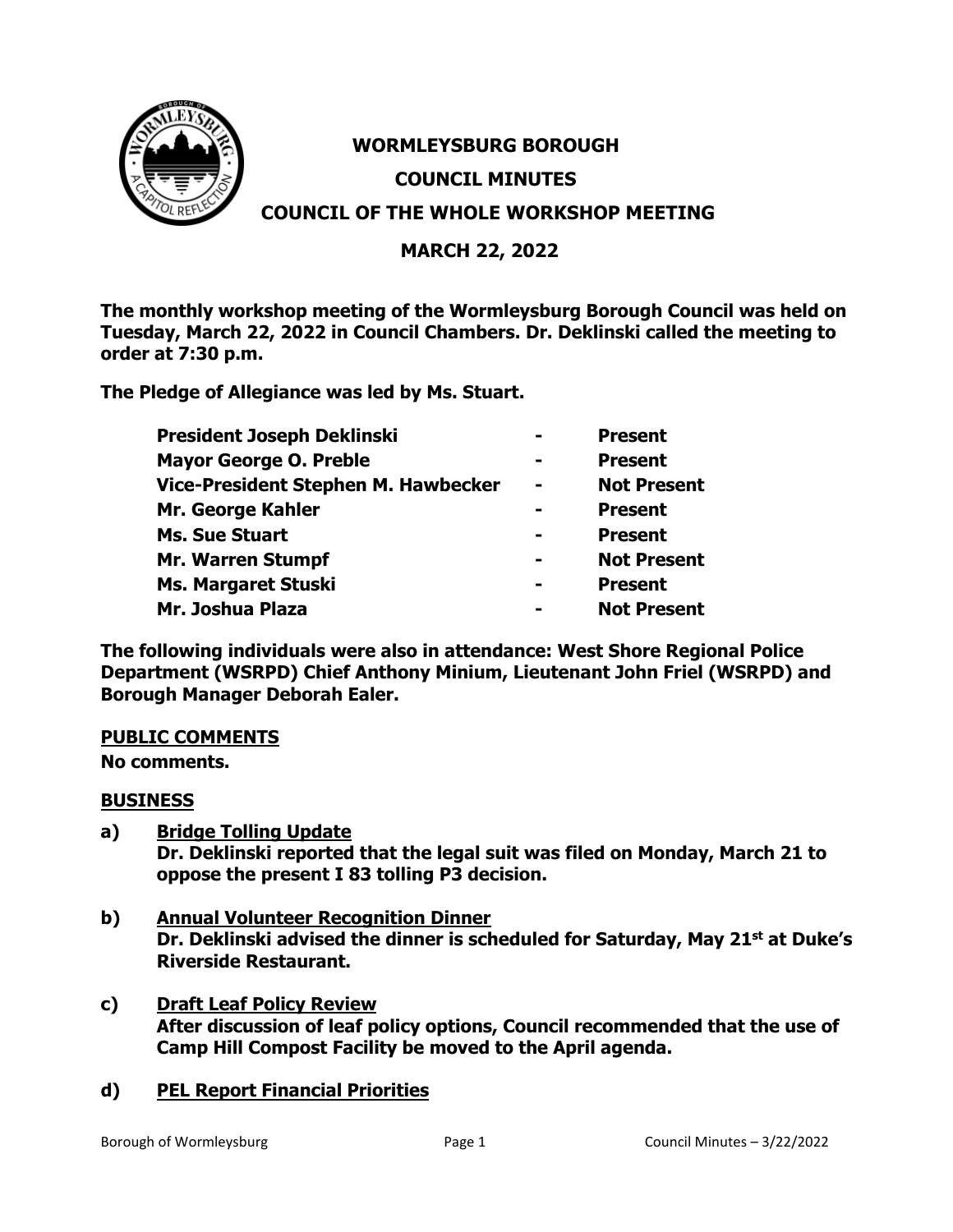# WORMLEYSBURG BOROUGH

## COUNCIL MINUTES

## COUNCIL OF THE WHOLE WORKSHOP MEETING

## MARCH 22, 2022

**The monthly workshop meeting of the Wormleysburg Borough Council was held on Tuesday, March 22, 2022 in Council Chambers. Dr. Deklinski called the meeting to order at 7:30 p.m.**

**The Pledge of Allegiance was led by Ms. Stuart.**

| | | |
|---|---|---|
| **President Joseph Deklinski** | **-** | **Present** |
| **Mayor George O. Preble** | **-** | **Present** |
| **Vice-President Stephen M. Hawbecker** | **-** | **Not Present** |
| **Mr. George Kahler** | **-** | **Present** |
| **Ms. Sue Stuart** | **-** | **Present** |
| **Mr. Warren Stumpf** | **-** | **Not Present** |
| **Ms. Margaret Stuski** | **-** | **Present** |
| **Mr. Joshua Plaza** | **-** | **Not Present** |

**The following individuals were also in attendance: West Shore Regional Police Department (WSRPD) Chief Anthony Minium, Lieutenant John Friel (WSRPD) and Borough Manager Deborah Ealer.**

**PUBLIC COMMENTS**

**No comments.**

**BUSINESS**

**a) Bridge Tolling Update**
**Dr. Deklinski reported that the legal suit was filed on Monday, March 21 to oppose the present I 83 tolling P3 decision.**

**b) Annual Volunteer Recognition Dinner**
**Dr. Deklinski advised the dinner is scheduled for Saturday, May 21st at Duke's Riverside Restaurant.**

**c) Draft Leaf Policy Review**
**After discussion of leaf policy options, Council recommended that the use of Camp Hill Compost Facility be moved to the April agenda.**

**d) PEL Report Financial Priorities**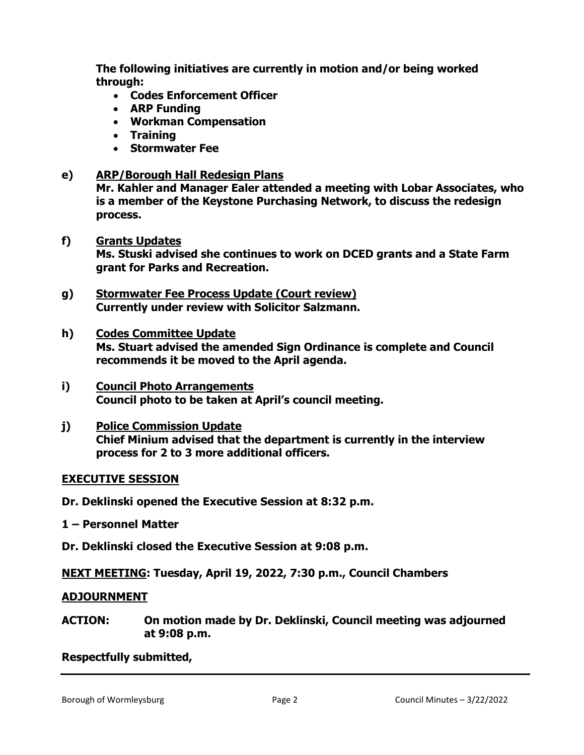**The following initiatives are currently in motion and/or being worked through:**

- **Codes Enforcement Officer**
- **ARP Funding**
- **Workman Compensation**
- **Training**
- **Stormwater Fee**

**e) ARP/Borough Hall Redesign Plans**
**Mr. Kahler and Manager Ealer attended a meeting with Lobar Associates, who is a member of the Keystone Purchasing Network, to discuss the redesign process.**

**f) Grants Updates**
**Ms. Stuski advised she continues to work on DCED grants and a State Farm grant for Parks and Recreation.**

**g) Stormwater Fee Process Update (Court review)**
**Currently under review with Solicitor Salzmann.**

**h) Codes Committee Update**
**Ms. Stuart advised the amended Sign Ordinance is complete and Council recommends it be moved to the April agenda.**

**i) Council Photo Arrangements**
**Council photo to be taken at April's council meeting.**

**j) Police Commission Update**
**Chief Minium advised that the department is currently in the interview process for 2 to 3 more additional officers.**

**EXECUTIVE SESSION**

**Dr. Deklinski opened the Executive Session at 8:32 p.m.**

**1 – Personnel Matter**

**Dr. Deklinski closed the Executive Session at 9:08 p.m.**

**NEXT MEETING: Tuesday, April 19, 2022, 7:30 p.m., Council Chambers**

**ADJOURNMENT**

**ACTION: On motion made by Dr. Deklinski, Council meeting was adjourned at 9:08 p.m.**

**Respectfully submitted,**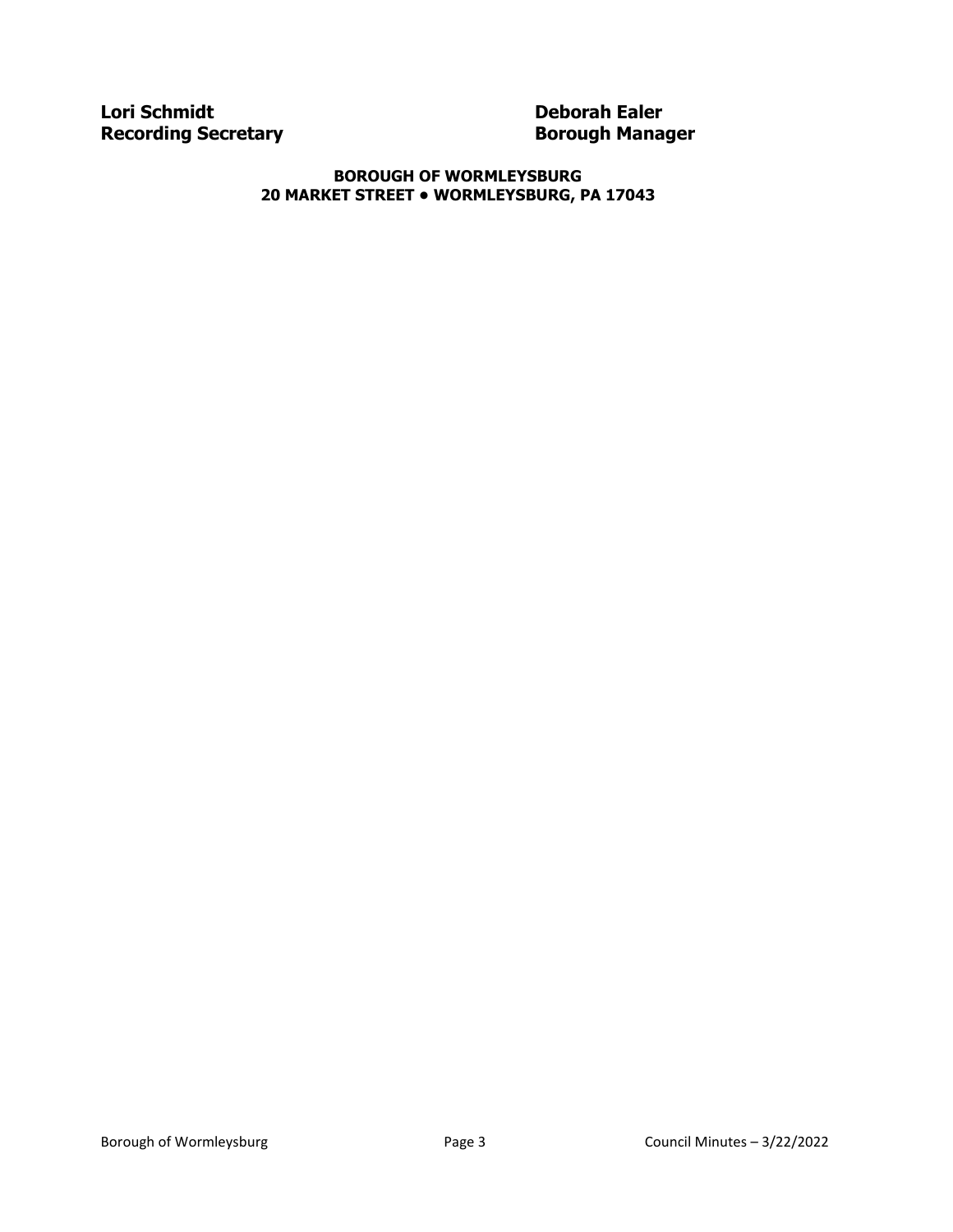**Lori Schmidt**
**Recording Secretary**

**Deborah Ealer**
**Borough Manager**

**BOROUGH OF WORMLEYSBURG**
**20 MARKET STREET • WORMLEYSBURG, PA 17043**